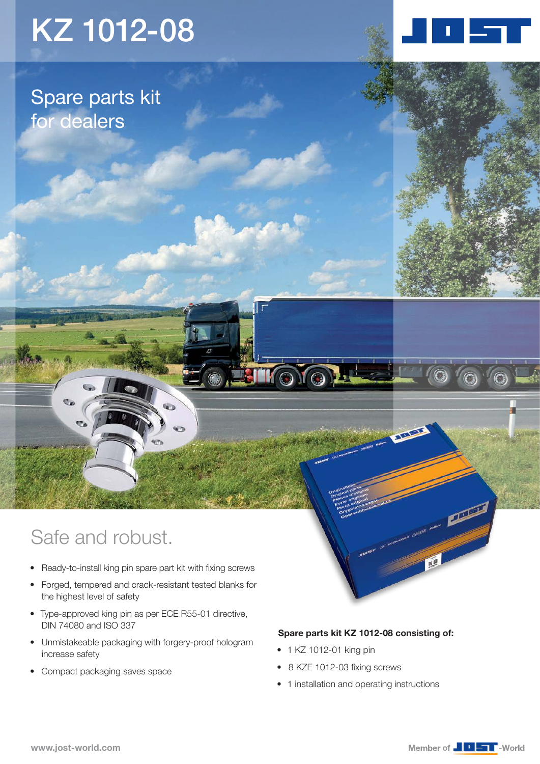# KZ 1012-08

## Spare parts kit for dealers

## Safe and robust.

- Ready-to-install king pin spare part kit with fixing screws
- Forged, tempered and crack-resistant tested blanks for the highest level of safety
- Type-approved king pin as per ECE R55-01 directive, DIN 74080 and ISO 337
- Unmistakeable packaging with forgery-proof hologram increase safety
- Compact packaging saves space

**Spare parts kit KZ 1012-08 consisting of:**

- 1 KZ 1012-01 king pin
- 8 KZE 1012-03 fixing screws
- 1 installation and operating instructions

www.jost-world.com

Member of JOST-World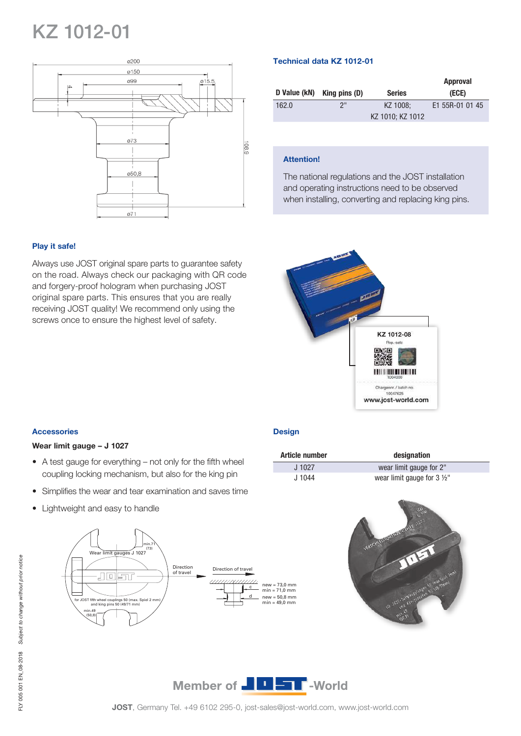# KZ 1012-01

ø200
ø150
ø99
ø15,5
4
ø73
ø50,8
ø71
108.9

## Technical data KZ 1012-01

| D Value (kN) | King pins (D) | Series | Approval (ECE) |
|---|---|---|---|
| 162.0 | 2" | KZ 1008; KZ 1010; KZ 1012 | E1 55R-01 01 45 |

**Attention!**

The national regulations and the JOST installation and operating instructions need to be observed when installing, converting and replacing king pins.

### Play it safe!

Always use JOST original spare parts to guarantee safety on the road. Always check our packaging with QR code and forgery-proof hologram when purchasing JOST original spare parts. This ensures that you are really receiving JOST quality! We recommend only using the screws once to ensure the highest level of safety.

KZ 1012-08
Rep.-satz
1004000
Chargennr. / batch no.
10047625
www.jost-world.com

### Accessories

**Wear limit gauge – J 1027**

- A test gauge for everything – not only for the fifth wheel coupling locking mechanism, but also for the king pin
- Simplifies the wear and tear examination and saves time
- Lightweight and easy to handle

Wear limit gauges J 1027
min.71 (73)
Direction of travel
for JOST fifth wheel couplings 50 (max. Spiel 2 mm) and king pins 50 (49/71 mm)
min.49 (50,8)
Direction of travel
c
d
new = 73,0 mm
min = 71,0 mm
new = 50,8 mm
min = 49,0 mm

### Design

| Article number | designation |
|---|---|
| J 1027 | wear limit gauge for 2" |
| J 1044 | wear limit gauge for 3 ½" |

Member of JOST-World

**JOST**, Germany Tel. +49 6102 295-0, jost-sales@jost-world.com, www.jost-world.com

FLY 005 001 EN_08-2018 Subject to change without prior notice